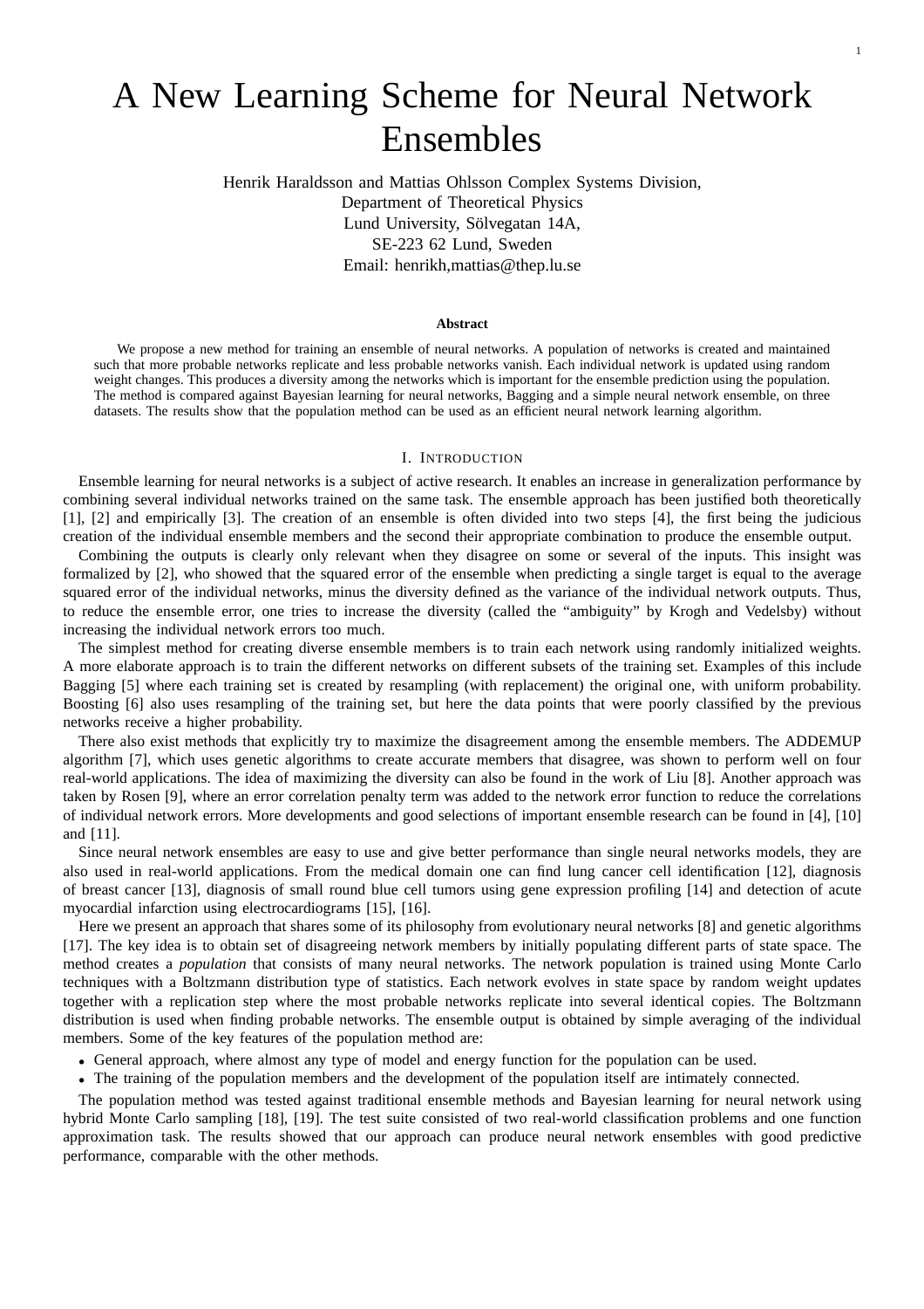# A New Learning Scheme for Neural Network Ensembles

Henrik Haraldsson and Mattias Ohlsson Complex Systems Division,
Department of Theoretical Physics
Lund University, Sölvegatan 14A,
SE-223 62 Lund, Sweden
Email: henrikh,mattias@thep.lu.se

**Abstract**

We propose a new method for training an ensemble of neural networks. A population of networks is created and maintained such that more probable networks replicate and less probable networks vanish. Each individual network is updated using random weight changes. This produces a diversity among the networks which is important for the ensemble prediction using the population. The method is compared against Bayesian learning for neural networks, Bagging and a simple neural network ensemble, on three datasets. The results show that the population method can be used as an efficient neural network learning algorithm.

## I. Introduction

Ensemble learning for neural networks is a subject of active research. It enables an increase in generalization performance by combining several individual networks trained on the same task. The ensemble approach has been justified both theoretically [1], [2] and empirically [3]. The creation of an ensemble is often divided into two steps [4], the first being the judicious creation of the individual ensemble members and the second their appropriate combination to produce the ensemble output.

Combining the outputs is clearly only relevant when they disagree on some or several of the inputs. This insight was formalized by [2], who showed that the squared error of the ensemble when predicting a single target is equal to the average squared error of the individual networks, minus the diversity defined as the variance of the individual network outputs. Thus, to reduce the ensemble error, one tries to increase the diversity (called the "ambiguity" by Krogh and Vedelsby) without increasing the individual network errors too much.

The simplest method for creating diverse ensemble members is to train each network using randomly initialized weights. A more elaborate approach is to train the different networks on different subsets of the training set. Examples of this include Bagging [5] where each training set is created by resampling (with replacement) the original one, with uniform probability. Boosting [6] also uses resampling of the training set, but here the data points that were poorly classified by the previous networks receive a higher probability.

There also exist methods that explicitly try to maximize the disagreement among the ensemble members. The ADDEMUP algorithm [7], which uses genetic algorithms to create accurate members that disagree, was shown to perform well on four real-world applications. The idea of maximizing the diversity can also be found in the work of Liu [8]. Another approach was taken by Rosen [9], where an error correlation penalty term was added to the network error function to reduce the correlations of individual network errors. More developments and good selections of important ensemble research can be found in [4], [10] and [11].

Since neural network ensembles are easy to use and give better performance than single neural networks models, they are also used in real-world applications. From the medical domain one can find lung cancer cell identification [12], diagnosis of breast cancer [13], diagnosis of small round blue cell tumors using gene expression profiling [14] and detection of acute myocardial infarction using electrocardiograms [15], [16].

Here we present an approach that shares some of its philosophy from evolutionary neural networks [8] and genetic algorithms [17]. The key idea is to obtain set of disagreeing network members by initially populating different parts of state space. The method creates a *population* that consists of many neural networks. The network population is trained using Monte Carlo techniques with a Boltzmann distribution type of statistics. Each network evolves in state space by random weight updates together with a replication step where the most probable networks replicate into several identical copies. The Boltzmann distribution is used when finding probable networks. The ensemble output is obtained by simple averaging of the individual members. Some of the key features of the population method are:

- General approach, where almost any type of model and energy function for the population can be used.
- The training of the population members and the development of the population itself are intimately connected.

The population method was tested against traditional ensemble methods and Bayesian learning for neural network using hybrid Monte Carlo sampling [18], [19]. The test suite consisted of two real-world classification problems and one function approximation task. The results showed that our approach can produce neural network ensembles with good predictive performance, comparable with the other methods.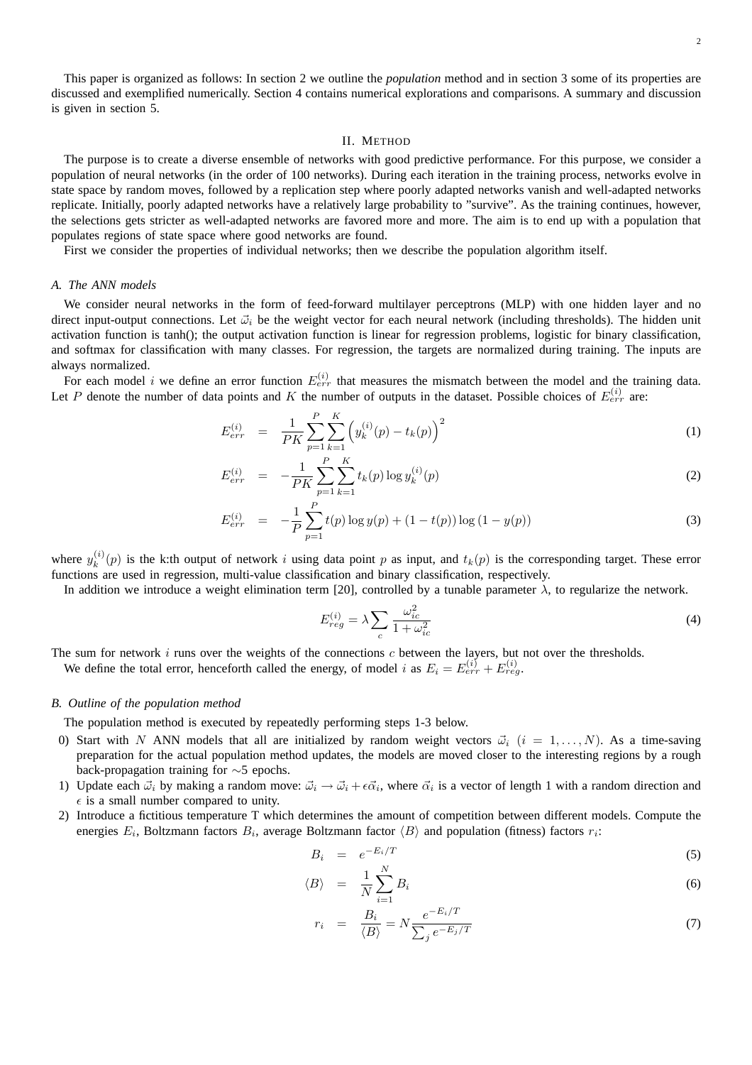This paper is organized as follows: In section 2 we outline the *population* method and in section 3 some of its properties are discussed and exemplified numerically. Section 4 contains numerical explorations and comparisons. A summary and discussion is given in section 5.

## II. Method

The purpose is to create a diverse ensemble of networks with good predictive performance. For this purpose, we consider a population of neural networks (in the order of 100 networks). During each iteration in the training process, networks evolve in state space by random moves, followed by a replication step where poorly adapted networks vanish and well-adapted networks replicate. Initially, poorly adapted networks have a relatively large probability to "survive". As the training continues, however, the selections gets stricter as well-adapted networks are favored more and more. The aim is to end up with a population that populates regions of state space where good networks are found.

First we consider the properties of individual networks; then we describe the population algorithm itself.

### A. The ANN models

We consider neural networks in the form of feed-forward multilayer perceptrons (MLP) with one hidden layer and no direct input-output connections. Let $\vec{\omega}_i$ be the weight vector for each neural network (including thresholds). The hidden unit activation function is tanh(); the output activation function is linear for regression problems, logistic for binary classification, and softmax for classification with many classes. For regression, the targets are normalized during training. The inputs are always normalized.

For each model $i$ we define an error function $E_{err}^{(i)}$ that measures the mismatch between the model and the training data. Let $P$ denote the number of data points and $K$ the number of outputs in the dataset. Possible choices of $E_{err}^{(i)}$ are:

$$E_{err}^{(i)} = \frac{1}{PK}\sum_{p=1}^{P}\sum_{k=1}^{K}\left(y_k^{(i)}(p) - t_k(p)\right)^2 \tag{1}$$

$$E_{err}^{(i)} = -\frac{1}{PK}\sum_{p=1}^{P}\sum_{k=1}^{K} t_k(p)\log y_k^{(i)}(p) \tag{2}$$

$$E_{err}^{(i)} = -\frac{1}{P}\sum_{p=1}^{P} t(p)\log y(p) + (1-t(p))\log\left(1-y(p)\right) \tag{3}$$

where $y_k^{(i)}(p)$ is the k:th output of network $i$ using data point $p$ as input, and $t_k(p)$ is the corresponding target. These error functions are used in regression, multi-value classification and binary classification, respectively.

In addition we introduce a weight elimination term [20], controlled by a tunable parameter $\lambda$, to regularize the network.

$$E_{reg}^{(i)} = \lambda \sum_{c} \frac{\omega_{ic}^2}{1+\omega_{ic}^2} \tag{4}$$

The sum for network $i$ runs over the weights of the connections $c$ between the layers, but not over the thresholds.

We define the total error, henceforth called the energy, of model $i$ as $E_i = E_{err}^{(i)} + E_{reg}^{(i)}$.

### B. Outline of the population method

The population method is executed by repeatedly performing steps 1-3 below.

0) Start with $N$ ANN models that all are initialized by random weight vectors $\vec{\omega}_i$ $(i = 1, \ldots, N)$. As a time-saving preparation for the actual population method updates, the models are moved closer to the interesting regions by a rough back-propagation training for $\sim$5 epochs.
1) Update each $\vec{\omega}_i$ by making a random move: $\vec{\omega}_i \rightarrow \vec{\omega}_i + \epsilon\vec{\alpha}_i$, where $\vec{\alpha}_i$ is a vector of length 1 with a random direction and $\epsilon$ is a small number compared to unity.
2) Introduce a fictitious temperature T which determines the amount of competition between different models. Compute the energies $E_i$, Boltzmann factors $B_i$, average Boltzmann factor $\langle B \rangle$ and population (fitness) factors $r_i$:

$$B_i = e^{-E_i/T} \tag{5}$$

$$\langle B \rangle = \frac{1}{N}\sum_{i=1}^{N} B_i \tag{6}$$

$$r_i = \frac{B_i}{\langle B \rangle} = N\frac{e^{-E_i/T}}{\sum_j e^{-E_j/T}} \tag{7}$$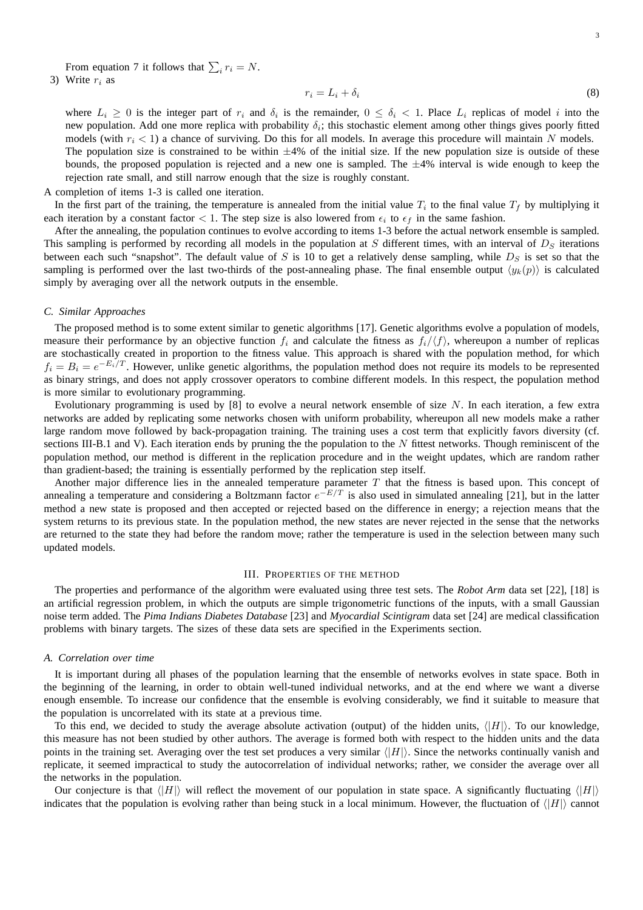From equation 7 it follows that $\sum_i r_i = N$.

3) Write $r_i$ as

$$r_i = L_i + \delta_i \tag{8}$$

where $L_i \geq 0$ is the integer part of $r_i$ and $\delta_i$ is the remainder, $0 \leq \delta_i < 1$. Place $L_i$ replicas of model $i$ into the new population. Add one more replica with probability $\delta_i$; this stochastic element among other things gives poorly fitted models (with $r_i < 1$) a chance of surviving. Do this for all models. In average this procedure will maintain $N$ models.
The population size is constrained to be within ±4% of the initial size. If the new population size is outside of these bounds, the proposed population is rejected and a new one is sampled. The ±4% interval is wide enough to keep the rejection rate small, and still narrow enough that the size is roughly constant.

A completion of items 1-3 is called one iteration.

In the first part of the training, the temperature is annealed from the initial value $T_i$ to the final value $T_f$ by multiplying it each iteration by a constant factor $< 1$. The step size is also lowered from $\epsilon_i$ to $\epsilon_f$ in the same fashion.

After the annealing, the population continues to evolve according to items 1-3 before the actual network ensemble is sampled. This sampling is performed by recording all models in the population at $S$ different times, with an interval of $D_S$ iterations between each such "snapshot". The default value of $S$ is 10 to get a relatively dense sampling, while $D_S$ is set so that the sampling is performed over the last two-thirds of the post-annealing phase. The final ensemble output $\langle y_k(p) \rangle$ is calculated simply by averaging over all the network outputs in the ensemble.

### C. Similar Approaches

The proposed method is to some extent similar to genetic algorithms [17]. Genetic algorithms evolve a population of models, measure their performance by an objective function $f_i$ and calculate the fitness as $f_i/\langle f \rangle$, whereupon a number of replicas are stochastically created in proportion to the fitness value. This approach is shared with the population method, for which $f_i = B_i = e^{-E_i/T}$. However, unlike genetic algorithms, the population method does not require its models to be represented as binary strings, and does not apply crossover operators to combine different models. In this respect, the population method is more similar to evolutionary programming.

Evolutionary programming is used by [8] to evolve a neural network ensemble of size $N$. In each iteration, a few extra networks are added by replicating some networks chosen with uniform probability, whereupon all new models make a rather large random move followed by back-propagation training. The training uses a cost term that explicitly favors diversity (cf. sections III-B.1 and V). Each iteration ends by pruning the the population to the $N$ fittest networks. Though reminiscent of the population method, our method is different in the replication procedure and in the weight updates, which are random rather than gradient-based; the training is essentially performed by the replication step itself.

Another major difference lies in the annealed temperature parameter $T$ that the fitness is based upon. This concept of annealing a temperature and considering a Boltzmann factor $e^{-E/T}$ is also used in simulated annealing [21], but in the latter method a new state is proposed and then accepted or rejected based on the difference in energy; a rejection means that the system returns to its previous state. In the population method, the new states are never rejected in the sense that the networks are returned to the state they had before the random move; rather the temperature is used in the selection between many such updated models.

## III. Properties of the Method

The properties and performance of the algorithm were evaluated using three test sets. The *Robot Arm* data set [22], [18] is an artificial regression problem, in which the outputs are simple trigonometric functions of the inputs, with a small Gaussian noise term added. The *Pima Indians Diabetes Database* [23] and *Myocardial Scintigram* data set [24] are medical classification problems with binary targets. The sizes of these data sets are specified in the Experiments section.

### A. Correlation over time

It is important during all phases of the population learning that the ensemble of networks evolves in state space. Both in the beginning of the learning, in order to obtain well-tuned individual networks, and at the end where we want a diverse enough ensemble. To increase our confidence that the ensemble is evolving considerably, we find it suitable to measure that the population is uncorrelated with its state at a previous time.

To this end, we decided to study the average absolute activation (output) of the hidden units, $\langle |H| \rangle$. To our knowledge, this measure has not been studied by other authors. The average is formed both with respect to the hidden units and the data points in the training set. Averaging over the test set produces a very similar $\langle |H| \rangle$. Since the networks continually vanish and replicate, it seemed impractical to study the autocorrelation of individual networks; rather, we consider the average over all the networks in the population.

Our conjecture is that $\langle |H| \rangle$ will reflect the movement of our population in state space. A significantly fluctuating $\langle |H| \rangle$ indicates that the population is evolving rather than being stuck in a local minimum. However, the fluctuation of $\langle |H| \rangle$ cannot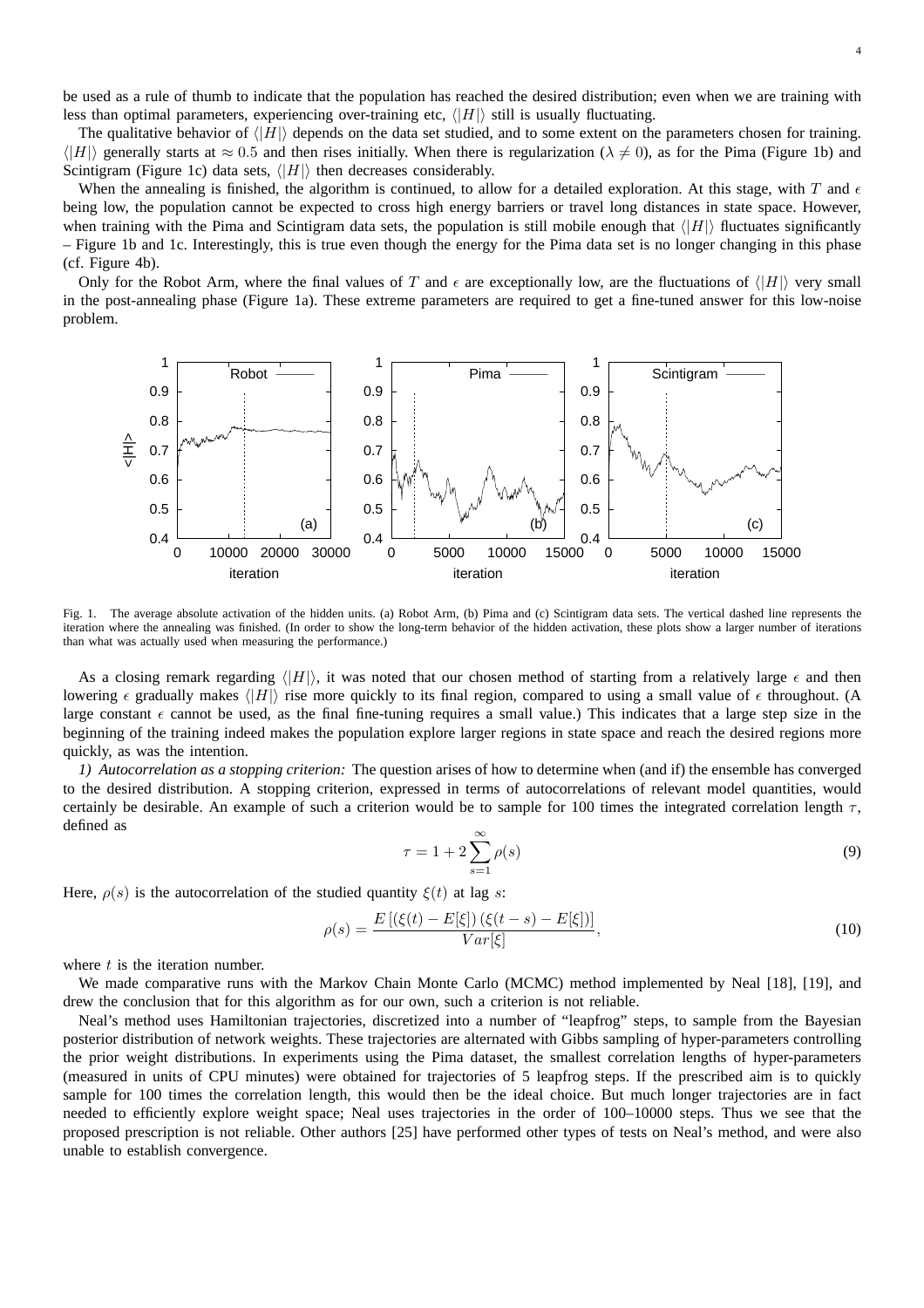be used as a rule of thumb to indicate that the population has reached the desired distribution; even when we are training with less than optimal parameters, experiencing over-training etc, $\langle |H| \rangle$ still is usually fluctuating.

The qualitative behavior of $\langle |H| \rangle$ depends on the data set studied, and to some extent on the parameters chosen for training. $\langle |H| \rangle$ generally starts at $\approx 0.5$ and then rises initially. When there is regularization ($\lambda \neq 0$), as for the Pima (Figure 1b) and Scintigram (Figure 1c) data sets, $\langle |H| \rangle$ then decreases considerably.

When the annealing is finished, the algorithm is continued, to allow for a detailed exploration. At this stage, with $T$ and $\epsilon$ being low, the population cannot be expected to cross high energy barriers or travel long distances in state space. However, when training with the Pima and Scintigram data sets, the population is still mobile enough that $\langle |H| \rangle$ fluctuates significantly – Figure 1b and 1c. Interestingly, this is true even though the energy for the Pima data set is no longer changing in this phase (cf. Figure 4b).

Only for the Robot Arm, where the final values of $T$ and $\epsilon$ are exceptionally low, are the fluctuations of $\langle |H| \rangle$ very small in the post-annealing phase (Figure 1a). These extreme parameters are required to get a fine-tuned answer for this low-noise problem.

Fig. 1. The average absolute activation of the hidden units. (a) Robot Arm, (b) Pima and (c) Scintigram data sets. The vertical dashed line represents the iteration where the annealing was finished. (In order to show the long-term behavior of the hidden activation, these plots show a larger number of iterations than what was actually used when measuring the performance.)

As a closing remark regarding $\langle |H| \rangle$, it was noted that our chosen method of starting from a relatively large $\epsilon$ and then lowering $\epsilon$ gradually makes $\langle |H| \rangle$ rise more quickly to its final region, compared to using a small value of $\epsilon$ throughout. (A large constant $\epsilon$ cannot be used, as the final fine-tuning requires a small value.) This indicates that a large step size in the beginning of the training indeed makes the population explore larger regions in state space and reach the desired regions more quickly, as was the intention.

*1) Autocorrelation as a stopping criterion:* The question arises of how to determine when (and if) the ensemble has converged to the desired distribution. A stopping criterion, expressed in terms of autocorrelations of relevant model quantities, would certainly be desirable. An example of such a criterion would be to sample for 100 times the integrated correlation length $\tau$, defined as

$$\tau = 1 + 2 \sum_{s=1}^{\infty} \rho(s) \tag{9}$$

Here, $\rho(s)$ is the autocorrelation of the studied quantity $\xi(t)$ at lag $s$:

$$\rho(s) = \frac{E\left[(\xi(t) - E[\xi])\,(\xi(t-s) - E[\xi])\right]}{Var[\xi]}, \tag{10}$$

where $t$ is the iteration number.

We made comparative runs with the Markov Chain Monte Carlo (MCMC) method implemented by Neal [18], [19], and drew the conclusion that for this algorithm as for our own, such a criterion is not reliable.

Neal's method uses Hamiltonian trajectories, discretized into a number of "leapfrog" steps, to sample from the Bayesian posterior distribution of network weights. These trajectories are alternated with Gibbs sampling of hyper-parameters controlling the prior weight distributions. In experiments using the Pima dataset, the smallest correlation lengths of hyper-parameters (measured in units of CPU minutes) were obtained for trajectories of 5 leapfrog steps. If the prescribed aim is to quickly sample for 100 times the correlation length, this would then be the ideal choice. But much longer trajectories are in fact needed to efficiently explore weight space; Neal uses trajectories in the order of 100–10000 steps. Thus we see that the proposed prescription is not reliable. Other authors [25] have performed other types of tests on Neal's method, and were also unable to establish convergence.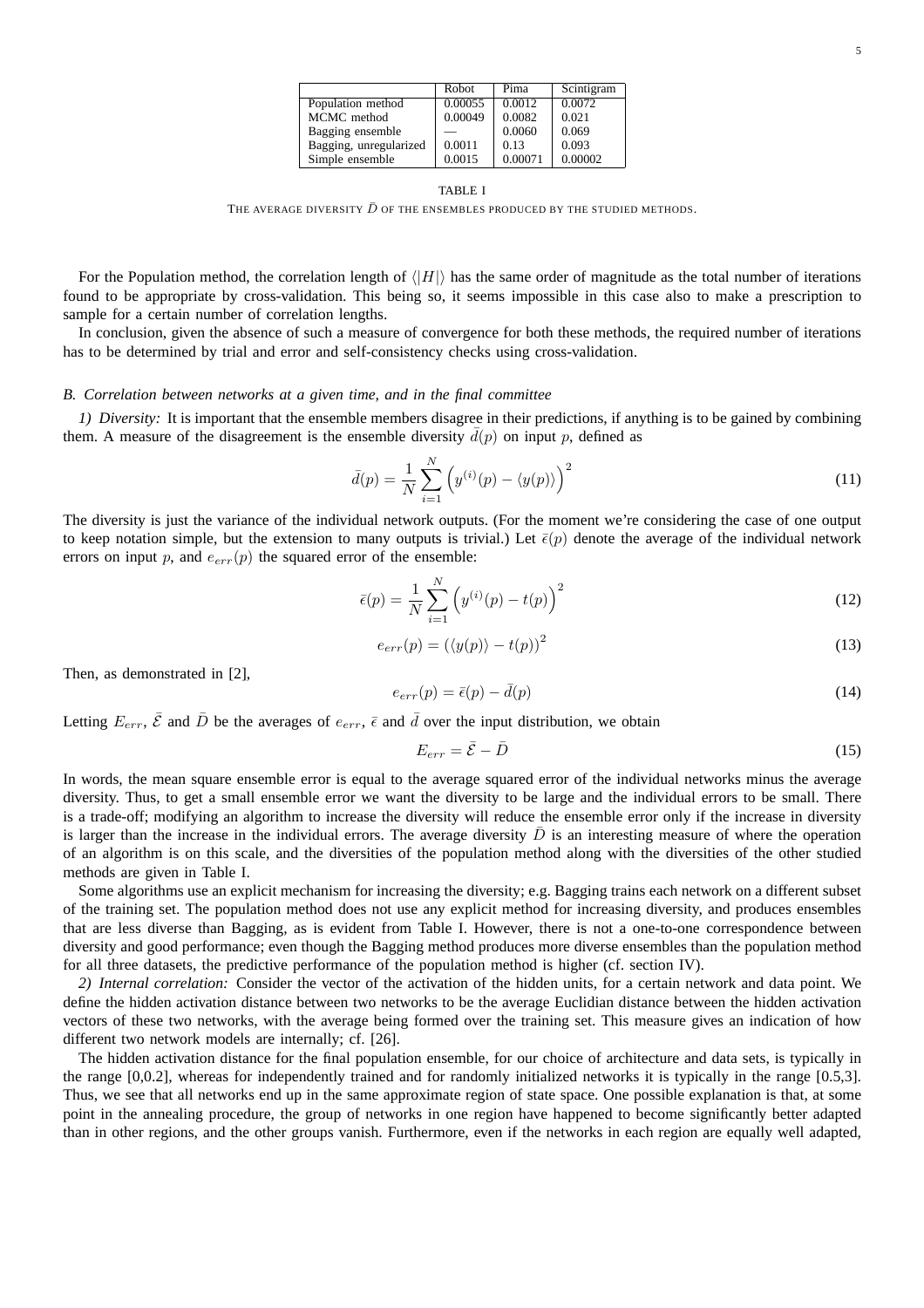| | Robot | Pima | Scintigram |
|---|---|---|---|
| Population method | 0.00055 | 0.0012 | 0.0072 |
| MCMC method | 0.00049 | 0.0082 | 0.021 |
| Bagging ensemble | — | 0.0060 | 0.069 |
| Bagging, unregularized | 0.0011 | 0.13 | 0.093 |
| Simple ensemble | 0.0015 | 0.00071 | 0.00002 |

TABLE I

THE AVERAGE DIVERSITY $\bar{D}$ OF THE ENSEMBLES PRODUCED BY THE STUDIED METHODS.

For the Population method, the correlation length of $\langle |H| \rangle$ has the same order of magnitude as the total number of iterations found to be appropriate by cross-validation. This being so, it seems impossible in this case also to make a prescription to sample for a certain number of correlation lengths.

In conclusion, given the absence of such a measure of convergence for both these methods, the required number of iterations has to be determined by trial and error and self-consistency checks using cross-validation.

### *B. Correlation between networks at a given time, and in the final committee*

*1) Diversity:* It is important that the ensemble members disagree in their predictions, if anything is to be gained by combining them. A measure of the disagreement is the ensemble diversity $\bar{d}(p)$ on input $p$, defined as

$$\bar{d}(p) = \frac{1}{N} \sum_{i=1}^{N} \left( y^{(i)}(p) - \langle y(p) \rangle \right)^2 \tag{11}$$

The diversity is just the variance of the individual network outputs. (For the moment we're considering the case of one output to keep notation simple, but the extension to many outputs is trivial.) Let $\bar{\epsilon}(p)$ denote the average of the individual network errors on input $p$, and $e_{err}(p)$ the squared error of the ensemble:

$$\bar{\epsilon}(p) = \frac{1}{N} \sum_{i=1}^{N} \left( y^{(i)}(p) - t(p) \right)^2 \tag{12}$$

$$e_{err}(p) = \left( \langle y(p) \rangle - t(p) \right)^2 \tag{13}$$

Then, as demonstrated in [2],

$$e_{err}(p) = \bar{\epsilon}(p) - \bar{d}(p) \tag{14}$$

Letting $E_{err}$, $\bar{\mathcal{E}}$ and $\bar{D}$ be the averages of $e_{err}$, $\bar{\epsilon}$ and $\bar{d}$ over the input distribution, we obtain

$$E_{err} = \bar{\mathcal{E}} - \bar{D} \tag{15}$$

In words, the mean square ensemble error is equal to the average squared error of the individual networks minus the average diversity. Thus, to get a small ensemble error we want the diversity to be large and the individual errors to be small. There is a trade-off; modifying an algorithm to increase the diversity will reduce the ensemble error only if the increase in diversity is larger than the increase in the individual errors. The average diversity $\bar{D}$ is an interesting measure of where the operation of an algorithm is on this scale, and the diversities of the population method along with the diversities of the other studied methods are given in Table I.

Some algorithms use an explicit mechanism for increasing the diversity; e.g. Bagging trains each network on a different subset of the training set. The population method does not use any explicit method for increasing diversity, and produces ensembles that are less diverse than Bagging, as is evident from Table I. However, there is not a one-to-one correspondence between diversity and good performance; even though the Bagging method produces more diverse ensembles than the population method for all three datasets, the predictive performance of the population method is higher (cf. section IV).

*2) Internal correlation:* Consider the vector of the activation of the hidden units, for a certain network and data point. We define the hidden activation distance between two networks to be the average Euclidian distance between the hidden activation vectors of these two networks, with the average being formed over the training set. This measure gives an indication of how different two network models are internally; cf. [26].

The hidden activation distance for the final population ensemble, for our choice of architecture and data sets, is typically in the range [0,0.2], whereas for independently trained and for randomly initialized networks it is typically in the range [0.5,3]. Thus, we see that all networks end up in the same approximate region of state space. One possible explanation is that, at some point in the annealing procedure, the group of networks in one region have happened to become significantly better adapted than in other regions, and the other groups vanish. Furthermore, even if the networks in each region are equally well adapted,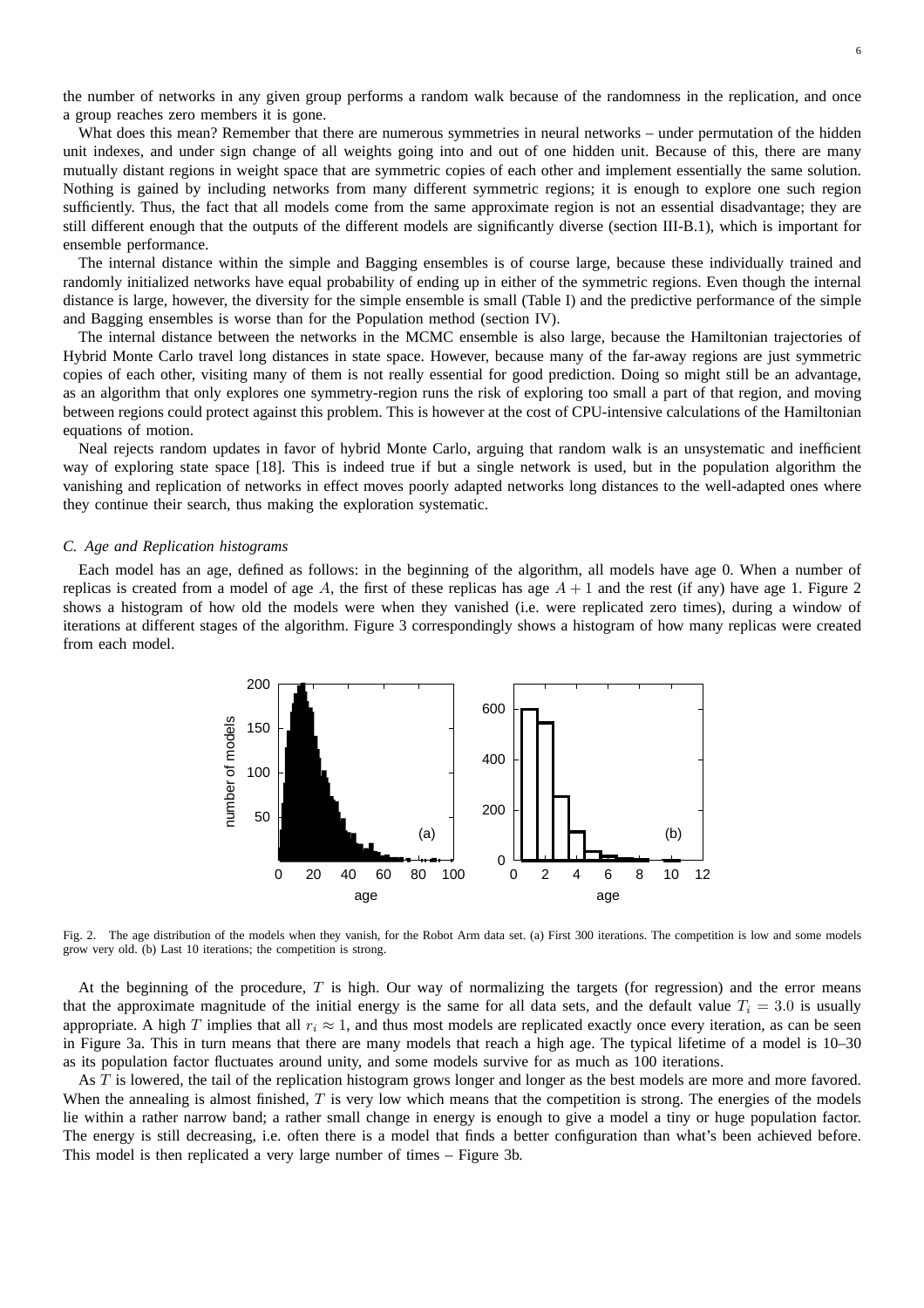the number of networks in any given group performs a random walk because of the randomness in the replication, and once a group reaches zero members it is gone.

What does this mean? Remember that there are numerous symmetries in neural networks – under permutation of the hidden unit indexes, and under sign change of all weights going into and out of one hidden unit. Because of this, there are many mutually distant regions in weight space that are symmetric copies of each other and implement essentially the same solution. Nothing is gained by including networks from many different symmetric regions; it is enough to explore one such region sufficiently. Thus, the fact that all models come from the same approximate region is not an essential disadvantage; they are still different enough that the outputs of the different models are significantly diverse (section III-B.1), which is important for ensemble performance.

The internal distance within the simple and Bagging ensembles is of course large, because these individually trained and randomly initialized networks have equal probability of ending up in either of the symmetric regions. Even though the internal distance is large, however, the diversity for the simple ensemble is small (Table I) and the predictive performance of the simple and Bagging ensembles is worse than for the Population method (section IV).

The internal distance between the networks in the MCMC ensemble is also large, because the Hamiltonian trajectories of Hybrid Monte Carlo travel long distances in state space. However, because many of the far-away regions are just symmetric copies of each other, visiting many of them is not really essential for good prediction. Doing so might still be an advantage, as an algorithm that only explores one symmetry-region runs the risk of exploring too small a part of that region, and moving between regions could protect against this problem. This is however at the cost of CPU-intensive calculations of the Hamiltonian equations of motion.

Neal rejects random updates in favor of hybrid Monte Carlo, arguing that random walk is an unsystematic and inefficient way of exploring state space [18]. This is indeed true if but a single network is used, but in the population algorithm the vanishing and replication of networks in effect moves poorly adapted networks long distances to the well-adapted ones where they continue their search, thus making the exploration systematic.

### C. Age and Replication histograms

Each model has an age, defined as follows: in the beginning of the algorithm, all models have age 0. When a number of replicas is created from a model of age $A$, the first of these replicas has age $A+1$ and the rest (if any) have age 1. Figure 2 shows a histogram of how old the models were when they vanished (i.e. were replicated zero times), during a window of iterations at different stages of the algorithm. Figure 3 correspondingly shows a histogram of how many replicas were created from each model.

Fig. 2. The age distribution of the models when they vanish, for the Robot Arm data set. (a) First 300 iterations. The competition is low and some models grow very old. (b) Last 10 iterations; the competition is strong.

At the beginning of the procedure, $T$ is high. Our way of normalizing the targets (for regression) and the error means that the approximate magnitude of the initial energy is the same for all data sets, and the default value $T_i = 3.0$ is usually appropriate. A high $T$ implies that all $r_i \approx 1$, and thus most models are replicated exactly once every iteration, as can be seen in Figure 3a. This in turn means that there are many models that reach a high age. The typical lifetime of a model is 10–30 as its population factor fluctuates around unity, and some models survive for as much as 100 iterations.

As $T$ is lowered, the tail of the replication histogram grows longer and longer as the best models are more and more favored. When the annealing is almost finished, $T$ is very low which means that the competition is strong. The energies of the models lie within a rather narrow band; a rather small change in energy is enough to give a model a tiny or huge population factor. The energy is still decreasing, i.e. often there is a model that finds a better configuration than what's been achieved before. This model is then replicated a very large number of times – Figure 3b.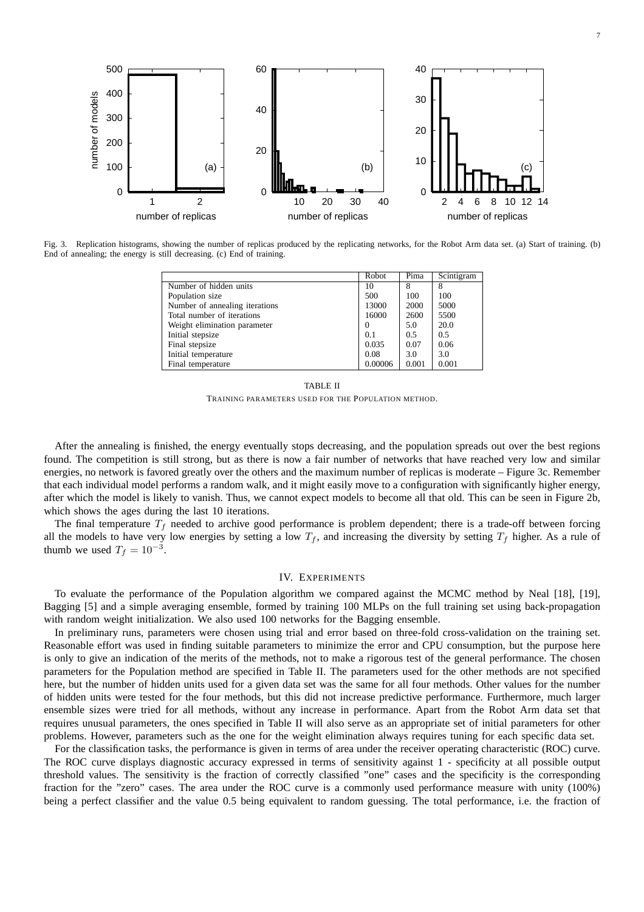Fig. 3. Replication histograms, showing the number of replicas produced by the replicating networks, for the Robot Arm data set. (a) Start of training. (b) End of annealing; the energy is still decreasing. (c) End of training.

| | Robot | Pima | Scintigram |
|---|---|---|---|
| Number of hidden units | 10 | 8 | 8 |
| Population size | 500 | 100 | 100 |
| Number of annealing iterations | 13000 | 2000 | 5000 |
| Total number of iterations | 16000 | 2600 | 5500 |
| Weight elimination parameter | 0 | 5.0 | 20.0 |
| Initial stepsize | 0.1 | 0.5 | 0.5 |
| Final stepsize | 0.035 | 0.07 | 0.06 |
| Initial temperature | 0.08 | 3.0 | 3.0 |
| Final temperature | 0.00006 | 0.001 | 0.001 |

TABLE II

TRAINING PARAMETERS USED FOR THE POPULATION METHOD.

After the annealing is finished, the energy eventually stops decreasing, and the population spreads out over the best regions found. The competition is still strong, but as there is now a fair number of networks that have reached very low and similar energies, no network is favored greatly over the others and the maximum number of replicas is moderate – Figure 3c. Remember that each individual model performs a random walk, and it might easily move to a configuration with significantly higher energy, after which the model is likely to vanish. Thus, we cannot expect models to become all that old. This can be seen in Figure 2b, which shows the ages during the last 10 iterations.

The final temperature $T_f$ needed to archive good performance is problem dependent; there is a trade-off between forcing all the models to have very low energies by setting a low $T_f$, and increasing the diversity by setting $T_f$ higher. As a rule of thumb we used $T_f = 10^{-3}$.

## IV. Experiments

To evaluate the performance of the Population algorithm we compared against the MCMC method by Neal [18], [19], Bagging [5] and a simple averaging ensemble, formed by training 100 MLPs on the full training set using back-propagation with random weight initialization. We also used 100 networks for the Bagging ensemble.

In preliminary runs, parameters were chosen using trial and error based on three-fold cross-validation on the training set. Reasonable effort was used in finding suitable parameters to minimize the error and CPU consumption, but the purpose here is only to give an indication of the merits of the methods, not to make a rigorous test of the general performance. The chosen parameters for the Population method are specified in Table II. The parameters used for the other methods are not specified here, but the number of hidden units used for a given data set was the same for all four methods. Other values for the number of hidden units were tested for the four methods, but this did not increase predictive performance. Furthermore, much larger ensemble sizes were tried for all methods, without any increase in performance. Apart from the Robot Arm data set that requires unusual parameters, the ones specified in Table II will also serve as an appropriate set of initial parameters for other problems. However, parameters such as the one for the weight elimination always requires tuning for each specific data set.

For the classification tasks, the performance is given in terms of area under the receiver operating characteristic (ROC) curve. The ROC curve displays diagnostic accuracy expressed in terms of sensitivity against 1 - specificity at all possible output threshold values. The sensitivity is the fraction of correctly classified "one" cases and the specificity is the corresponding fraction for the "zero" cases. The area under the ROC curve is a commonly used performance measure with unity (100%) being a perfect classifier and the value 0.5 being equivalent to random guessing. The total performance, i.e. the fraction of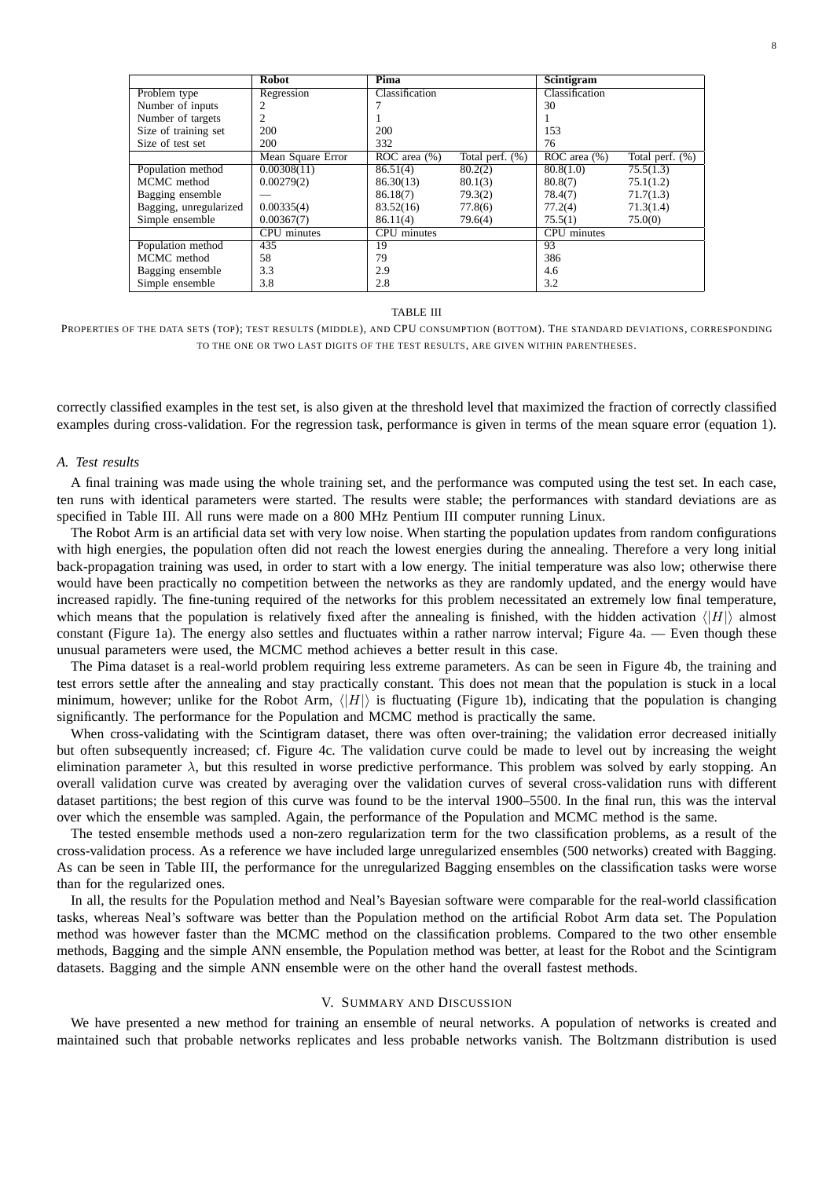|  | **Robot** | **Pima** |  | **Scintigram** |  |
|---|---|---|---|---|---|
| Problem type | Regression | Classification |  | Classification |  |
| Number of inputs | 2 | 7 |  | 30 |  |
| Number of targets | 2 | 1 |  | 1 |  |
| Size of training set | 200 | 200 |  | 153 |  |
| Size of test set | 200 | 332 |  | 76 |  |
|  | Mean Square Error | ROC area (%) | Total perf. (%) | ROC area (%) | Total perf. (%) |
| Population method | 0.00308(11) | 86.51(4) | 80.2(2) | 80.8(1.0) | 75.5(1.3) |
| MCMC method | 0.00279(2) | 86.30(13) | 80.1(3) | 80.8(7) | 75.1(1.2) |
| Bagging ensemble | — | 86.18(7) | 79.3(2) | 78.4(7) | 71.7(1.3) |
| Bagging, unregularized | 0.00335(4) | 83.52(16) | 77.8(6) | 77.2(4) | 71.3(1.4) |
| Simple ensemble | 0.00367(7) | 86.11(4) | 79.6(4) | 75.5(1) | 75.0(0) |
|  | CPU minutes | CPU minutes |  | CPU minutes |  |
| Population method | 435 | 19 |  | 93 |  |
| MCMC method | 58 | 79 |  | 386 |  |
| Bagging ensemble | 3.3 | 2.9 |  | 4.6 |  |
| Simple ensemble | 3.8 | 2.8 |  | 3.2 |  |

TABLE III

PROPERTIES OF THE DATA SETS (TOP); TEST RESULTS (MIDDLE), AND CPU CONSUMPTION (BOTTOM). THE STANDARD DEVIATIONS, CORRESPONDING TO THE ONE OR TWO LAST DIGITS OF THE TEST RESULTS, ARE GIVEN WITHIN PARENTHESES.

correctly classified examples in the test set, is also given at the threshold level that maximized the fraction of correctly classified examples during cross-validation. For the regression task, performance is given in terms of the mean square error (equation 1).

### *A. Test results*

A final training was made using the whole training set, and the performance was computed using the test set. In each case, ten runs with identical parameters were started. The results were stable; the performances with standard deviations are as specified in Table III. All runs were made on a 800 MHz Pentium III computer running Linux.

The Robot Arm is an artificial data set with very low noise. When starting the population updates from random configurations with high energies, the population often did not reach the lowest energies during the annealing. Therefore a very long initial back-propagation training was used, in order to start with a low energy. The initial temperature was also low; otherwise there would have been practically no competition between the networks as they are randomly updated, and the energy would have increased rapidly. The fine-tuning required of the networks for this problem necessitated an extremely low final temperature, which means that the population is relatively fixed after the annealing is finished, with the hidden activation $\langle |H| \rangle$ almost constant (Figure 1a). The energy also settles and fluctuates within a rather narrow interval; Figure 4a. — Even though these unusual parameters were used, the MCMC method achieves a better result in this case.

The Pima dataset is a real-world problem requiring less extreme parameters. As can be seen in Figure 4b, the training and test errors settle after the annealing and stay practically constant. This does not mean that the population is stuck in a local minimum, however; unlike for the Robot Arm, $\langle |H| \rangle$ is fluctuating (Figure 1b), indicating that the population is changing significantly. The performance for the Population and MCMC method is practically the same.

When cross-validating with the Scintigram dataset, there was often over-training; the validation error decreased initially but often subsequently increased; cf. Figure 4c. The validation curve could be made to level out by increasing the weight elimination parameter $\lambda$, but this resulted in worse predictive performance. This problem was solved by early stopping. An overall validation curve was created by averaging over the validation curves of several cross-validation runs with different dataset partitions; the best region of this curve was found to be the interval 1900–5500. In the final run, this was the interval over which the ensemble was sampled. Again, the performance of the Population and MCMC method is the same.

The tested ensemble methods used a non-zero regularization term for the two classification problems, as a result of the cross-validation process. As a reference we have included large unregularized ensembles (500 networks) created with Bagging. As can be seen in Table III, the performance for the unregularized Bagging ensembles on the classification tasks were worse than for the regularized ones.

In all, the results for the Population method and Neal's Bayesian software were comparable for the real-world classification tasks, whereas Neal's software was better than the Population method on the artificial Robot Arm data set. The Population method was however faster than the MCMC method on the classification problems. Compared to the two other ensemble methods, Bagging and the simple ANN ensemble, the Population method was better, at least for the Robot and the Scintigram datasets. Bagging and the simple ANN ensemble were on the other hand the overall fastest methods.

## V. SUMMARY AND DISCUSSION

We have presented a new method for training an ensemble of neural networks. A population of networks is created and maintained such that probable networks replicates and less probable networks vanish. The Boltzmann distribution is used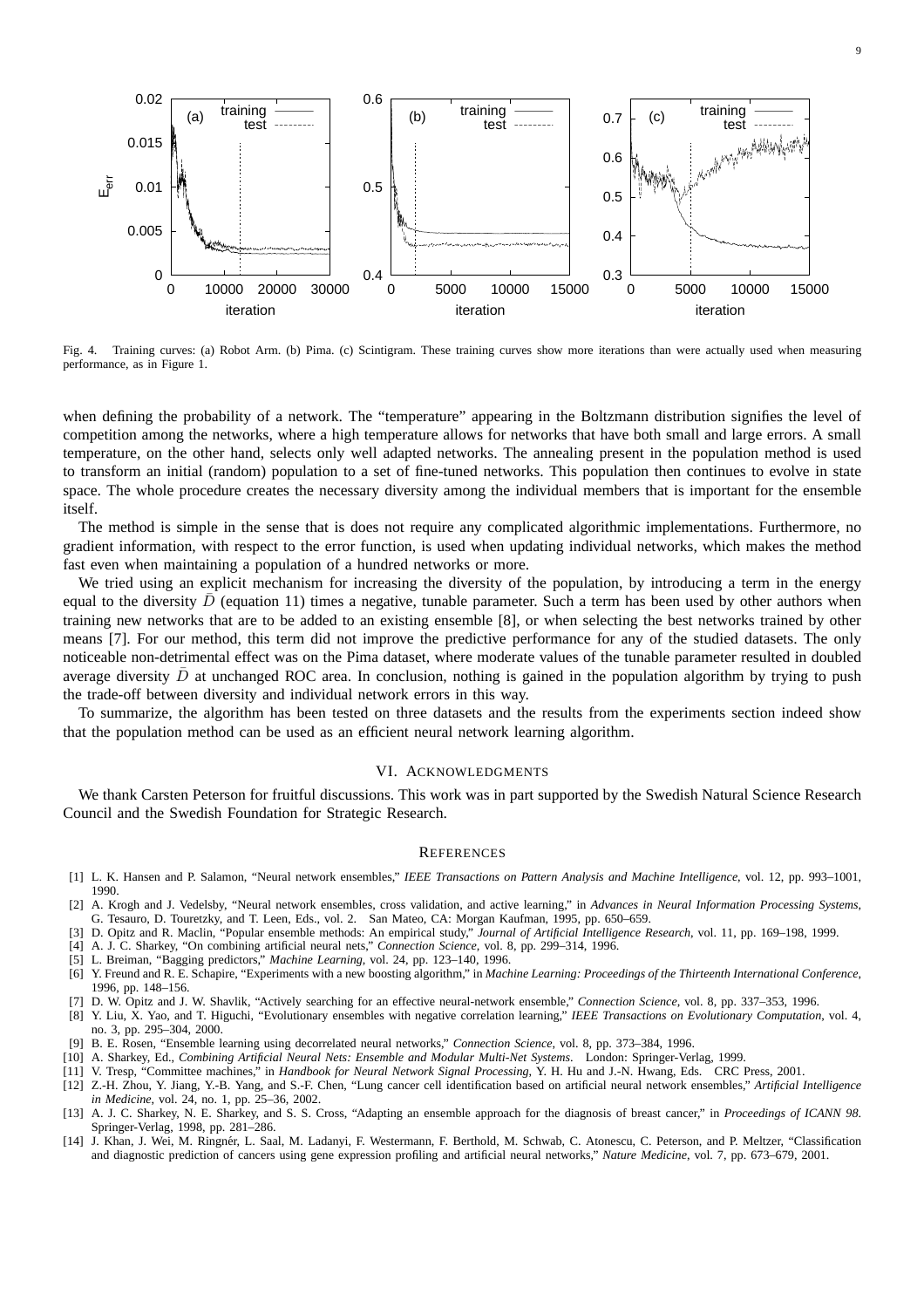Fig. 4. Training curves: (a) Robot Arm. (b) Pima. (c) Scintigram. These training curves show more iterations than were actually used when measuring performance, as in Figure 1.

when defining the probability of a network. The "temperature" appearing in the Boltzmann distribution signifies the level of competition among the networks, where a high temperature allows for networks that have both small and large errors. A small temperature, on the other hand, selects only well adapted networks. The annealing present in the population method is used to transform an initial (random) population to a set of fine-tuned networks. This population then continues to evolve in state space. The whole procedure creates the necessary diversity among the individual members that is important for the ensemble itself.

The method is simple in the sense that is does not require any complicated algorithmic implementations. Furthermore, no gradient information, with respect to the error function, is used when updating individual networks, which makes the method fast even when maintaining a population of a hundred networks or more.

We tried using an explicit mechanism for increasing the diversity of the population, by introducing a term in the energy equal to the diversity $\bar{D}$ (equation 11) times a negative, tunable parameter. Such a term has been used by other authors when training new networks that are to be added to an existing ensemble [8], or when selecting the best networks trained by other means [7]. For our method, this term did not improve the predictive performance for any of the studied datasets. The only noticeable non-detrimental effect was on the Pima dataset, where moderate values of the tunable parameter resulted in doubled average diversity $\bar{D}$ at unchanged ROC area. In conclusion, nothing is gained in the population algorithm by trying to push the trade-off between diversity and individual network errors in this way.

To summarize, the algorithm has been tested on three datasets and the results from the experiments section indeed show that the population method can be used as an efficient neural network learning algorithm.

## VI. Acknowledgments

We thank Carsten Peterson for fruitful discussions. This work was in part supported by the Swedish Natural Science Research Council and the Swedish Foundation for Strategic Research.

## References

[1] L. K. Hansen and P. Salamon, "Neural network ensembles," *IEEE Transactions on Pattern Analysis and Machine Intelligence*, vol. 12, pp. 993–1001, 1990.

[2] A. Krogh and J. Vedelsby, "Neural network ensembles, cross validation, and active learning," in *Advances in Neural Information Processing Systems*, G. Tesauro, D. Touretzky, and T. Leen, Eds., vol. 2. San Mateo, CA: Morgan Kaufman, 1995, pp. 650–659.

[3] D. Opitz and R. Maclin, "Popular ensemble methods: An empirical study," *Journal of Artificial Intelligence Research*, vol. 11, pp. 169–198, 1999.

[4] A. J. C. Sharkey, "On combining artificial neural nets," *Connection Science*, vol. 8, pp. 299–314, 1996.

[5] L. Breiman, "Bagging predictors," *Machine Learning*, vol. 24, pp. 123–140, 1996.

[6] Y. Freund and R. E. Schapire, "Experiments with a new boosting algorithm," in *Machine Learning: Proceedings of the Thirteenth International Conference*, 1996, pp. 148–156.

[7] D. W. Opitz and J. W. Shavlik, "Actively searching for an effective neural-network ensemble," *Connection Science*, vol. 8, pp. 337–353, 1996.

[8] Y. Liu, X. Yao, and T. Higuchi, "Evolutionary ensembles with negative correlation learning," *IEEE Transactions on Evolutionary Computation*, vol. 4, no. 3, pp. 295–304, 2000.

[9] B. E. Rosen, "Ensemble learning using decorrelated neural networks," *Connection Science*, vol. 8, pp. 373–384, 1996.

[10] A. Sharkey, Ed., *Combining Artificial Neural Nets: Ensemble and Modular Multi-Net Systems*. London: Springer-Verlag, 1999.

[11] V. Tresp, "Committee machines," in *Handbook for Neural Network Signal Processing*, Y. H. Hu and J.-N. Hwang, Eds. CRC Press, 2001.

[12] Z.-H. Zhou, Y. Jiang, Y.-B. Yang, and S.-F. Chen, "Lung cancer cell identification based on artificial neural network ensembles," *Artificial Intelligence in Medicine*, vol. 24, no. 1, pp. 25–36, 2002.

[13] A. J. C. Sharkey, N. E. Sharkey, and S. S. Cross, "Adapting an ensemble approach for the diagnosis of breast cancer," in *Proceedings of ICANN 98*. Springer-Verlag, 1998, pp. 281–286.

[14] J. Khan, J. Wei, M. Ringnér, L. Saal, M. Ladanyi, F. Westermann, F. Berthold, M. Schwab, C. Atonescu, C. Peterson, and P. Meltzer, "Classification and diagnostic prediction of cancers using gene expression profiling and artificial neural networks," *Nature Medicine*, vol. 7, pp. 673–679, 2001.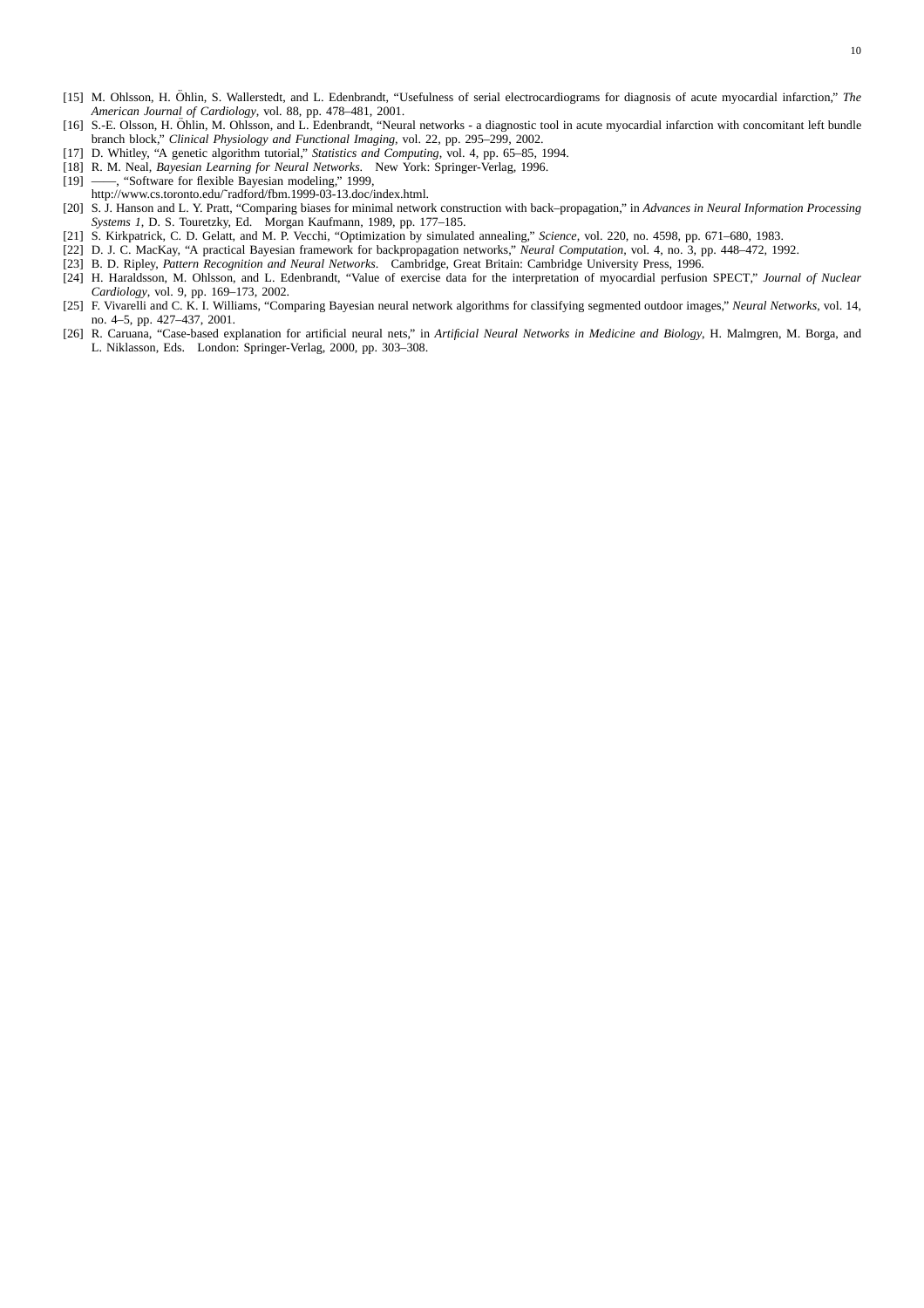[15] M. Ohlsson, H. Öhlin, S. Wallerstedt, and L. Edenbrandt, "Usefulness of serial electrocardiograms for diagnosis of acute myocardial infarction," *The American Journal of Cardiology*, vol. 88, pp. 478–481, 2001.

[16] S.-E. Olsson, H. Öhlin, M. Ohlsson, and L. Edenbrandt, "Neural networks - a diagnostic tool in acute myocardial infarction with concomitant left bundle branch block," *Clinical Physiology and Functional Imaging*, vol. 22, pp. 295–299, 2002.

[17] D. Whitley, "A genetic algorithm tutorial," *Statistics and Computing*, vol. 4, pp. 65–85, 1994.

[18] R. M. Neal, *Bayesian Learning for Neural Networks*. New York: Springer-Verlag, 1996.

[19] ——, "Software for flexible Bayesian modeling," 1999, http://www.cs.toronto.edu/~radford/fbm.1999-03-13.doc/index.html.

[20] S. J. Hanson and L. Y. Pratt, "Comparing biases for minimal network construction with back–propagation," in *Advances in Neural Information Processing Systems 1*, D. S. Touretzky, Ed. Morgan Kaufmann, 1989, pp. 177–185.

[21] S. Kirkpatrick, C. D. Gelatt, and M. P. Vecchi, "Optimization by simulated annealing," *Science*, vol. 220, no. 4598, pp. 671–680, 1983.

[22] D. J. C. MacKay, "A practical Bayesian framework for backpropagation networks," *Neural Computation*, vol. 4, no. 3, pp. 448–472, 1992.

[23] B. D. Ripley, *Pattern Recognition and Neural Networks*. Cambridge, Great Britain: Cambridge University Press, 1996.

[24] H. Haraldsson, M. Ohlsson, and L. Edenbrandt, "Value of exercise data for the interpretation of myocardial perfusion SPECT," *Journal of Nuclear Cardiology*, vol. 9, pp. 169–173, 2002.

[25] F. Vivarelli and C. K. I. Williams, "Comparing Bayesian neural network algorithms for classifying segmented outdoor images," *Neural Networks*, vol. 14, no. 4–5, pp. 427–437, 2001.

[26] R. Caruana, "Case-based explanation for artificial neural nets," in *Artificial Neural Networks in Medicine and Biology*, H. Malmgren, M. Borga, and L. Niklasson, Eds. London: Springer-Verlag, 2000, pp. 303–308.